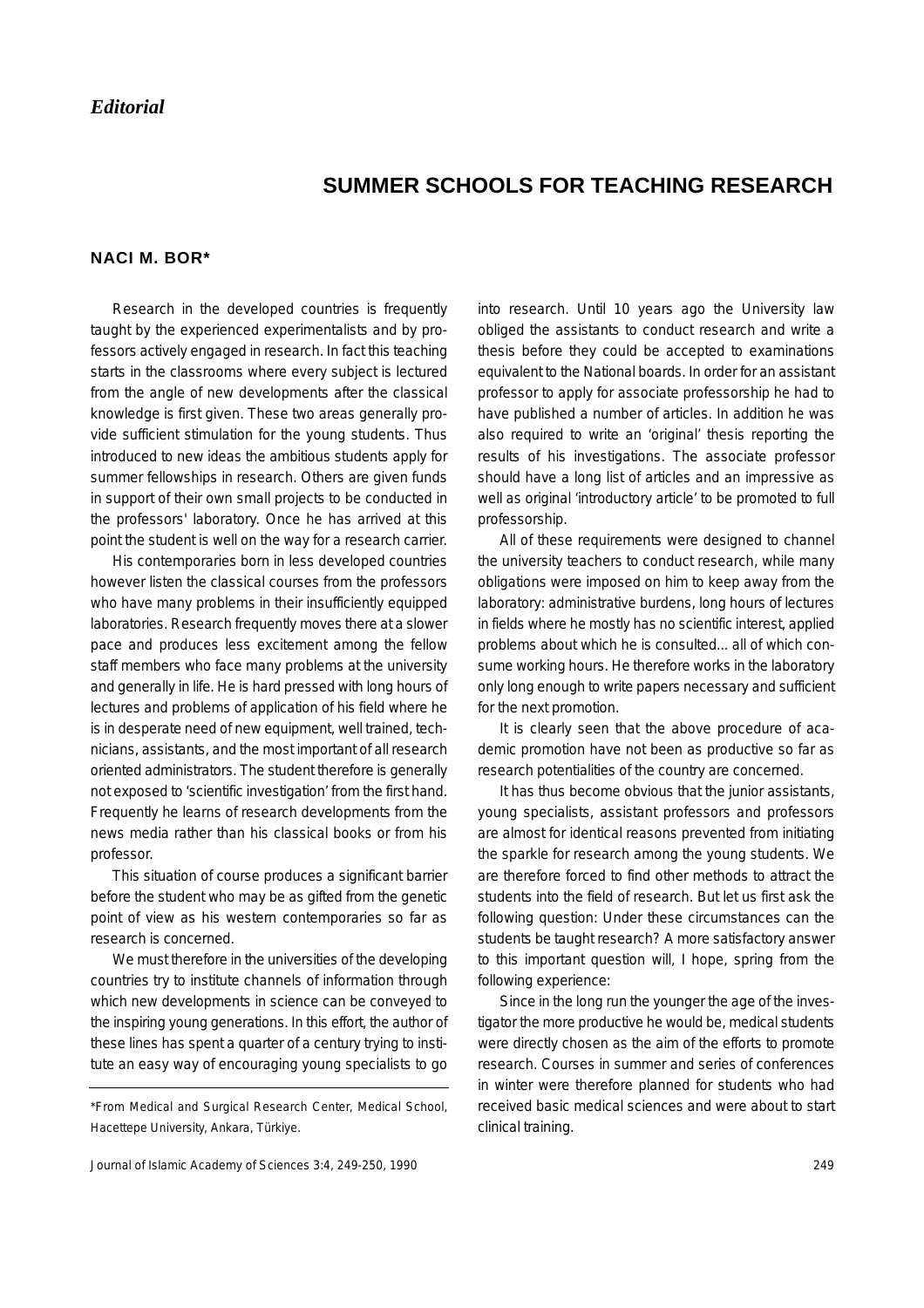*Editorial*

# SUMMER SCHOOLS FOR TEACHING RESEARCH

**NACI M. BOR***

Research in the developed countries is frequently taught by the experienced experimentalists and by professors actively engaged in research. In fact this teaching starts in the classrooms where every subject is lectured from the angle of new developments after the classical knowledge is first given. These two areas generally provide sufficient stimulation for the young students. Thus introduced to new ideas the ambitious students apply for summer fellowships in research. Others are given funds in support of their own small projects to be conducted in the professors' laboratory. Once he has arrived at this point the student is well on the way for a research carrier.

His contemporaries born in less developed countries however listen the classical courses from the professors who have many problems in their insufficiently equipped laboratories. Research frequently moves there at a slower pace and produces less excitement among the fellow staff members who face many problems at the university and generally in life. He is hard pressed with long hours of lectures and problems of application of his field where he is in desperate need of new equipment, well trained, technicians, assistants, and the most important of all research oriented administrators. The student therefore is generally not exposed to 'scientific investigation' from the first hand. Frequently he learns of research developments from the news media rather than his classical books or from his professor.

This situation of course produces a significant barrier before the student who may be as gifted from the genetic point of view as his western contemporaries so far as research is concerned.

We must therefore in the universities of the developing countries try to institute channels of information through which new developments in science can be conveyed to the inspiring young generations. In this effort, the author of these lines has spent a quarter of a century trying to institute an easy way of encouraging young specialists to go into research. Until 10 years ago the University law obliged the assistants to conduct research and write a thesis before they could be accepted to examinations equivalent to the National boards. In order for an assistant professor to apply for associate professorship he had to have published a number of articles. In addition he was also required to write an 'original' thesis reporting the results of his investigations. The associate professor should have a long list of articles and an impressive as well as original 'introductory article' to be promoted to full professorship.

All of these requirements were designed to channel the university teachers to conduct research, while many obligations were imposed on him to keep away from the laboratory: administrative burdens, long hours of lectures in fields where he mostly has no scientific interest, applied problems about which he is consulted... all of which consume working hours. He therefore works in the laboratory only long enough to write papers necessary and sufficient for the next promotion.

It is clearly seen that the above procedure of academic promotion have not been as productive so far as research potentialities of the country are concerned.

It has thus become obvious that the junior assistants, young specialists, assistant professors and professors are almost for identical reasons prevented from initiating the sparkle for research among the young students. We are therefore forced to find other methods to attract the students into the field of research. But let us first ask the following question: Under these circumstances can the students be taught research? A more satisfactory answer to this important question will, I hope, spring from the following experience:

Since in the long run the younger the age of the investigator the more productive he would be, medical students were directly chosen as the aim of the efforts to promote research. Courses in summer and series of conferences in winter were therefore planned for students who had received basic medical sciences and were about to start clinical training.

*From Medical and Surgical Research Center, Medical School, Hacettepe University, Ankara, Türkiye.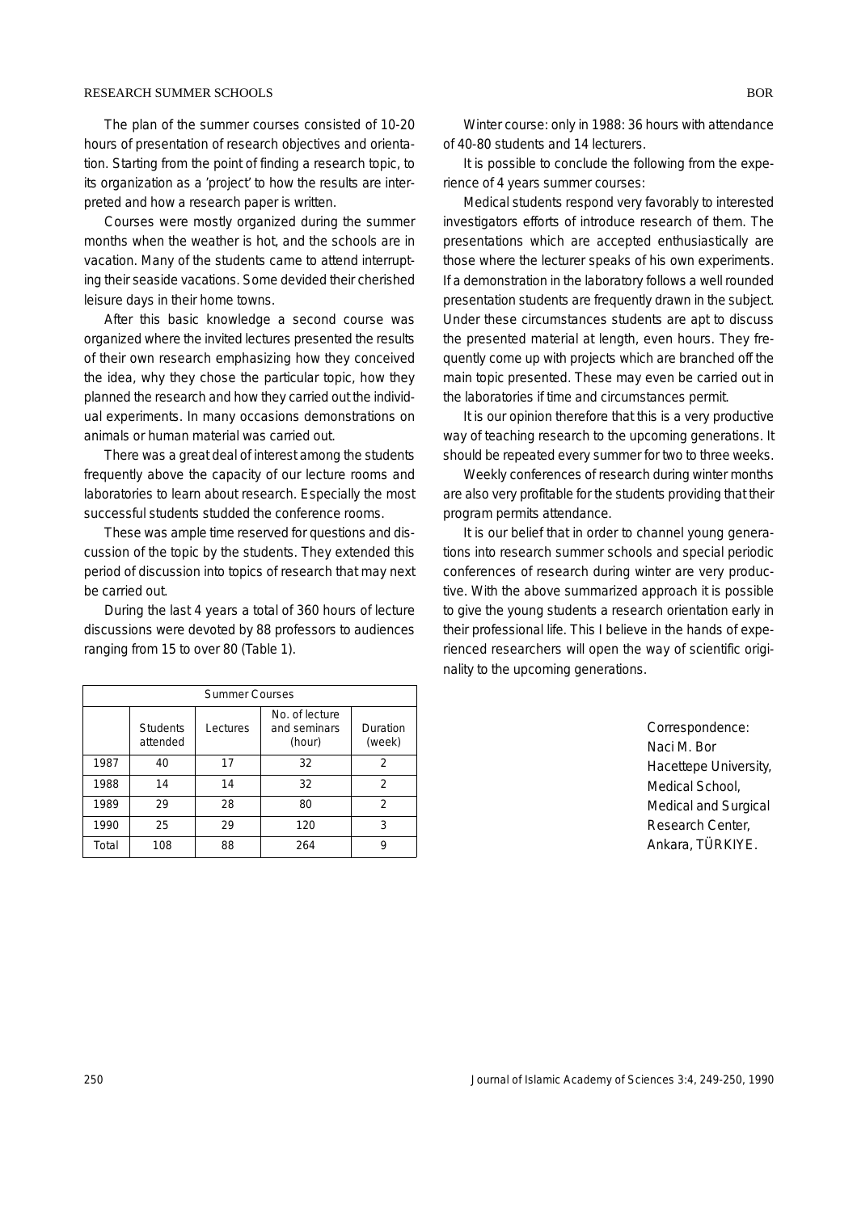The plan of the summer courses consisted of 10-20 hours of presentation of research objectives and orientation. Starting from the point of finding a research topic, to its organization as a 'project' to how the results are interpreted and how a research paper is written.

Courses were mostly organized during the summer months when the weather is hot, and the schools are in vacation. Many of the students came to attend interrupting their seaside vacations. Some devided their cherished leisure days in their home towns.

After this basic knowledge a second course was organized where the invited lectures presented the results of their own research emphasizing how they conceived the idea, why they chose the particular topic, how they planned the research and how they carried out the individual experiments. In many occasions demonstrations on animals or human material was carried out.

There was a great deal of interest among the students frequently above the capacity of our lecture rooms and laboratories to learn about research. Especially the most successful students studded the conference rooms.

These was ample time reserved for questions and discussion of the topic by the students. They extended this period of discussion into topics of research that may next be carried out.

During the last 4 years a total of 360 hours of lecture discussions were devoted by 88 professors to audiences ranging from 15 to over 80 (Table 1).

| Summer Courses | | | | |
|---|---|---|---|---|
| | Students attended | Lectures | No. of lecture and seminars (hour) | Duration (week) |
| 1987 | 40 | 17 | 32 | 2 |
| 1988 | 14 | 14 | 32 | 2 |
| 1989 | 29 | 28 | 80 | 2 |
| 1990 | 25 | 29 | 120 | 3 |
| Total | 108 | 88 | 264 | 9 |

Winter course: only in 1988: 36 hours with attendance of 40-80 students and 14 lecturers.

It is possible to conclude the following from the experience of 4 years summer courses:

Medical students respond very favorably to interested investigators efforts of introduce research of them. The presentations which are accepted enthusiastically are those where the lecturer speaks of his own experiments. If a demonstration in the laboratory follows a well rounded presentation students are frequently drawn in the subject. Under these circumstances students are apt to discuss the presented material at length, even hours. They frequently come up with projects which are branched off the main topic presented. These may even be carried out in the laboratories if time and circumstances permit.

It is our opinion therefore that this is a very productive way of teaching research to the upcoming generations. It should be repeated every summer for two to three weeks.

Weekly conferences of research during winter months are also very profitable for the students providing that their program permits attendance.

It is our belief that in order to channel young generations into research summer schools and special periodic conferences of research during winter are very productive. With the above summarized approach it is possible to give the young students a research orientation early in their professional life. This I believe in the hands of experienced researchers will open the way of scientific originality to the upcoming generations.

Correspondence:
Naci M. Bor
Hacettepe University,
Medical School,
Medical and Surgical
Research Center,
Ankara, TÜRKIYE.